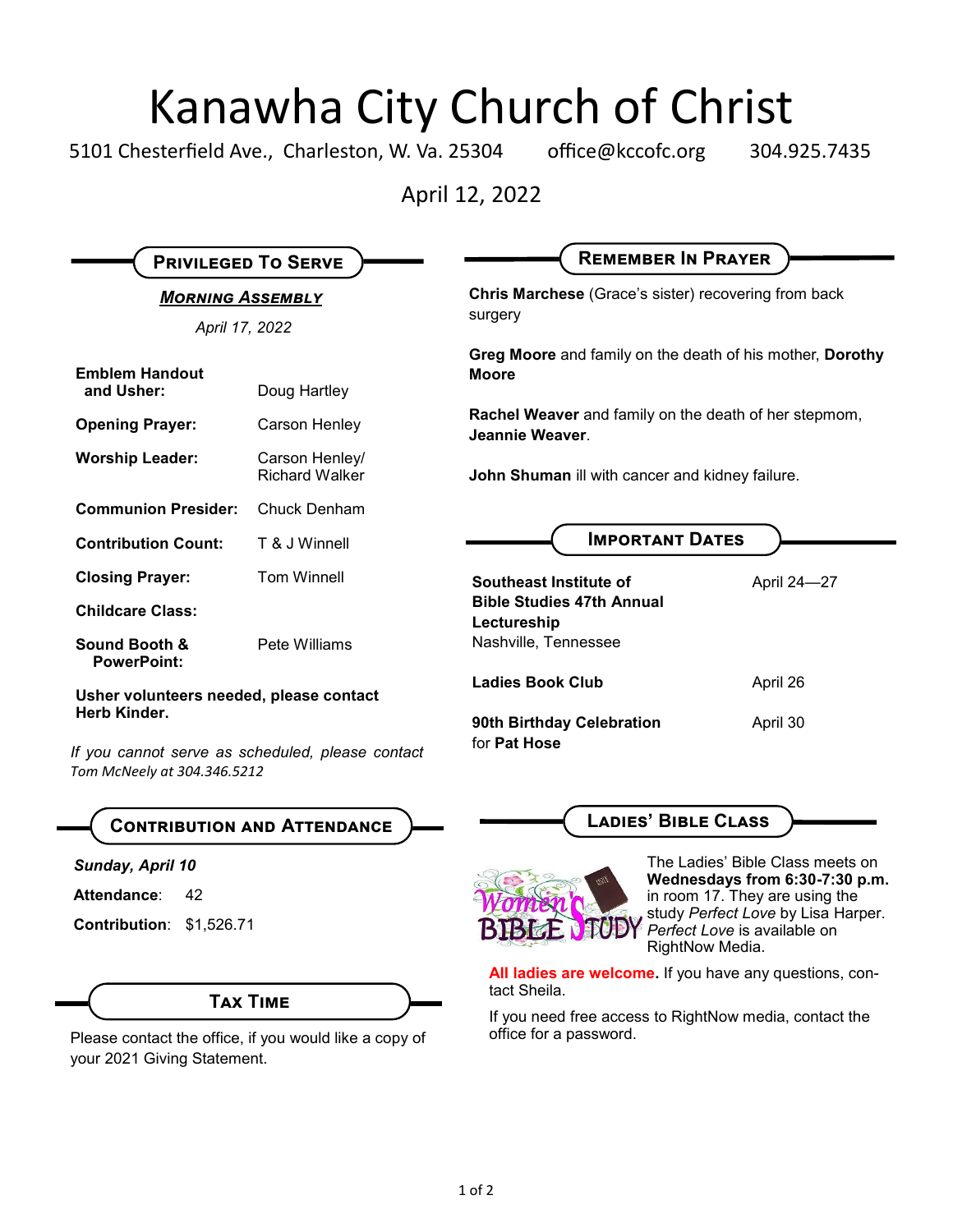# Kanawha City Church of Christ

5101 Chesterfield Ave., Charleston, W. Va. 25304 office@kccofc.org 304.925.7435

April 12, 2022

## Privileged To Serve

***Morning Assembly***

*April 17, 2022*

| | |
|---|---|
| **Emblem Handout and Usher:** | Doug Hartley |
| **Opening Prayer:** | Carson Henley |
| **Worship Leader:** | Carson Henley/ Richard Walker |
| **Communion Presider:** | Chuck Denham |
| **Contribution Count:** | T & J Winnell |
| **Closing Prayer:** | Tom Winnell |
| **Childcare Class:** | |
| **Sound Booth & PowerPoint:** | Pete Williams |

**Usher volunteers needed, please contact Herb Kinder.**

*If you cannot serve as scheduled, please contact Tom McNeely at 304.346.5212*

## Contribution and Attendance

***Sunday, April 10***

**Attendance**: 42

**Contribution**: $1,526.71

## Tax Time

Please contact the office, if you would like a copy of your 2021 Giving Statement.

## Remember In Prayer

**Chris Marchese** (Grace's sister) recovering from back surgery

**Greg Moore** and family on the death of his mother, **Dorothy Moore**

**Rachel Weaver** and family on the death of her stepmom, **Jeannie Weaver**.

**John Shuman** ill with cancer and kidney failure.

## Important Dates

| | |
|---|---|
| **Southeast Institute of Bible Studies 47th Annual Lectureship** Nashville, Tennessee | April 24—27 |
| **Ladies Book Club** | April 26 |
| **90th Birthday Celebration** for **Pat Hose** | April 30 |

## Ladies' Bible Class

The Ladies' Bible Class meets on **Wednesdays from 6:30-7:30 p.m.** in room 17. They are using the study *Perfect Love* by Lisa Harper. *Perfect Love* is available on RightNow Media.

**All ladies are welcome.** If you have any questions, contact Sheila.

If you need free access to RightNow media, contact the office for a password.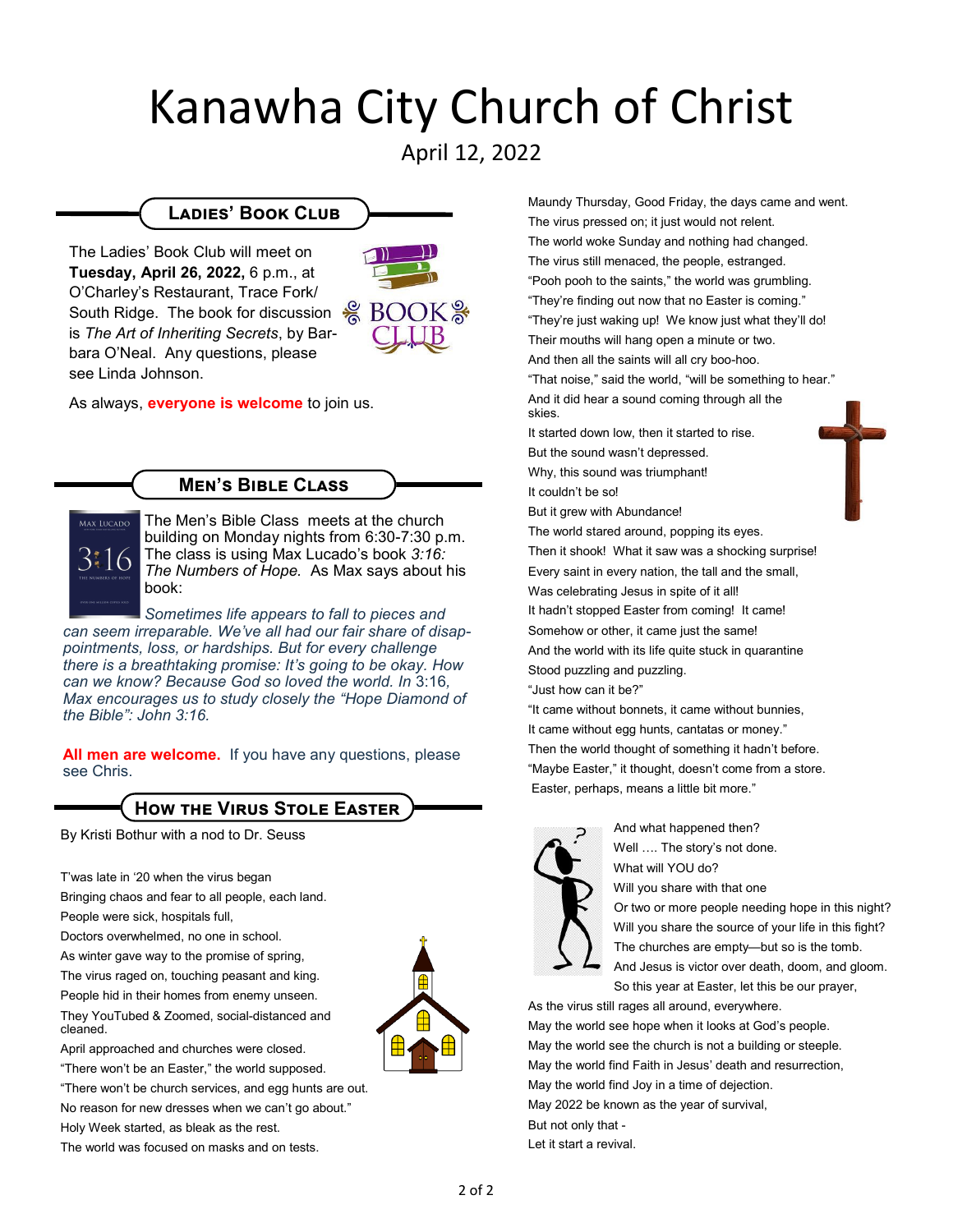# Kanawha City Church of Christ

April 12, 2022

## Ladies' Book Club

The Ladies' Book Club will meet on **Tuesday, April 26, 2022,** 6 p.m., at O'Charley's Restaurant, Trace Fork/ South Ridge. The book for discussion is *The Art of Inheriting Secrets*, by Barbara O'Neal. Any questions, please see Linda Johnson.

As always, **everyone is welcome** to join us.

## Men's Bible Class

The Men's Bible Class meets at the church building on Monday nights from 6:30-7:30 p.m. The class is using Max Lucado's book *3:16: The Numbers of Hope.* As Max says about his book:

*Sometimes life appears to fall to pieces and can seem irreparable. We've all had our fair share of disappointments, loss, or hardships. But for every challenge there is a breathtaking promise: It's going to be okay. How can we know? Because God so loved the world. In* 3:16*, Max encourages us to study closely the "Hope Diamond of the Bible": John 3:16.*

**All men are welcome.** If you have any questions, please see Chris.

## How the Virus Stole Easter

By Kristi Bothur with a nod to Dr. Seuss

T'was late in '20 when the virus began  
Bringing chaos and fear to all people, each land.  
People were sick, hospitals full,  
Doctors overwhelmed, no one in school.  
As winter gave way to the promise of spring,  
The virus raged on, touching peasant and king.  
People hid in their homes from enemy unseen.  
They YouTubed & Zoomed, social-distanced and cleaned.  
April approached and churches were closed.  
"There won't be an Easter," the world supposed.  
"There won't be church services, and egg hunts are out.  
No reason for new dresses when we can't go about."  
Holy Week started, as bleak as the rest.  
The world was focused on masks and on tests.  
Maundy Thursday, Good Friday, the days came and went.  
The virus pressed on; it just would not relent.  
The world woke Sunday and nothing had changed.  
The virus still menaced, the people, estranged.  
"Pooh pooh to the saints," the world was grumbling.  
"They're finding out now that no Easter is coming."  
"They're just waking up! We know just what they'll do!  
Their mouths will hang open a minute or two.  
And then all the saints will all cry boo-hoo.  
"That noise," said the world, "will be something to hear."  
And it did hear a sound coming through all the skies.  
It started down low, then it started to rise.  
But the sound wasn't depressed.  
Why, this sound was triumphant!  
It couldn't be so!  
But it grew with Abundance!  
The world stared around, popping its eyes.  
Then it shook! What it saw was a shocking surprise!  
Every saint in every nation, the tall and the small,  
Was celebrating Jesus in spite of it all!  
It hadn't stopped Easter from coming! It came!  
Somehow or other, it came just the same!  
And the world with its life quite stuck in quarantine  
Stood puzzling and puzzling.  
"Just how can it be?"  
"It came without bonnets, it came without bunnies,  
It came without egg hunts, cantatas or money."  
Then the world thought of something it hadn't before.  
"Maybe Easter," it thought, "doesn't come from a store.  
Easter, perhaps, means a little bit more."

And what happened then?  
Well …. The story's not done.  
What will YOU do?  
Will you share with that one  
Or two or more people needing hope in this night?  
Will you share the source of your life in this fight?  
The churches are empty—but so is the tomb.  
And Jesus is victor over death, doom, and gloom.  
So this year at Easter, let this be our prayer,  
As the virus still rages all around, everywhere.  
May the world see hope when it looks at God's people.  
May the world see the church is not a building or steeple.  
May the world find Faith in Jesus' death and resurrection,  
May the world find Joy in a time of dejection.  
May 2022 be known as the year of survival,  
But not only that -  
Let it start a revival.